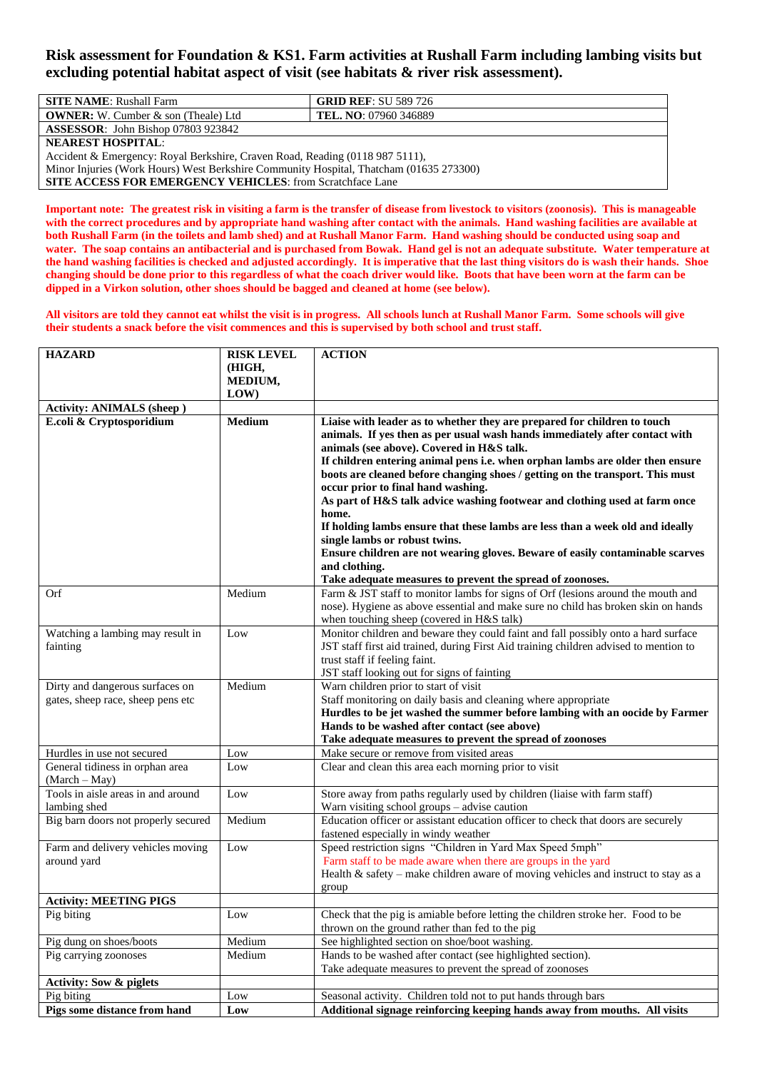# Risk assessment for Foundation & KS1. Farm activities at Rushall Farm including lambing visits but excluding potential habitat aspect of visit (see habitats & river risk assessment).

| | |
|---|---|
| **SITE NAME**: Rushall Farm | **GRID REF**: SU 589 726 |
| **OWNER:** W. Cumber & son (Theale) Ltd | **TEL. NO**: 07960 346889 |
| **ASSESSOR**: John Bishop 07803 923842 | |
| **NEAREST HOSPITAL**:<br>Accident & Emergency: Royal Berkshire, Craven Road, Reading (0118 987 5111),<br>Minor Injuries (Work Hours) West Berkshire Community Hospital, Thatcham (01635 273300)<br>**SITE ACCESS FOR EMERGENCY VEHICLES**: from Scratchface Lane | |

**Important note: The greatest risk in visiting a farm is the transfer of disease from livestock to visitors (zoonosis). This is manageable with the correct procedures and by appropriate hand washing after contact with the animals. Hand washing facilities are available at both Rushall Farm (in the toilets and lamb shed) and at Rushall Manor Farm. Hand washing should be conducted using soap and water. The soap contains an antibacterial and is purchased from Bowak. Hand gel is not an adequate substitute. Water temperature at the hand washing facilities is checked and adjusted accordingly. It is imperative that the last thing visitors do is wash their hands. Shoe changing should be done prior to this regardless of what the coach driver would like. Boots that have been worn at the farm can be dipped in a Virkon solution, other shoes should be bagged and cleaned at home (see below).**

**All visitors are told they cannot eat whilst the visit is in progress. All schools lunch at Rushall Manor Farm. Some schools will give their students a snack before the visit commences and this is supervised by both school and trust staff.**

| HAZARD | RISK LEVEL (HIGH, MEDIUM, LOW) | ACTION |
|---|---|---|
| **Activity: ANIMALS (sheep )** | | |
| **E.coli & Cryptosporidium** | **Medium** | **Liaise with leader as to whether they are prepared for children to touch animals. If yes then as per usual wash hands immediately after contact with animals (see above). Covered in H&S talk.**<br>**If children entering animal pens i.e. when orphan lambs are older then ensure boots are cleaned before changing shoes / getting on the transport. This must occur prior to final hand washing.**<br>**As part of H&S talk advice washing footwear and clothing used at farm once home.**<br>**If holding lambs ensure that these lambs are less than a week old and ideally single lambs or robust twins.**<br>**Ensure children are not wearing gloves. Beware of easily contaminable scarves and clothing.**<br>**Take adequate measures to prevent the spread of zoonoses.** |
| Orf | Medium | Farm & JST staff to monitor lambs for signs of Orf (lesions around the mouth and nose). Hygiene as above essential and make sure no child has broken skin on hands when touching sheep (covered in H&S talk) |
| Watching a lambing may result in fainting | Low | Monitor children and beware they could faint and fall possibly onto a hard surface<br>JST staff first aid trained, during First Aid training children advised to mention to trust staff if feeling faint.<br>JST staff looking out for signs of fainting |
| Dirty and dangerous surfaces on gates, sheep race, sheep pens etc | Medium | Warn children prior to start of visit<br>Staff monitoring on daily basis and cleaning where appropriate<br>**Hurdles to be jet washed the summer before lambing with an oocide by Farmer**<br>**Hands to be washed after contact (see above)**<br>**Take adequate measures to prevent the spread of zoonoses** |
| Hurdles in use not secured | Low | Make secure or remove from visited areas |
| General tidiness in orphan area (March – May) | Low | Clear and clean this area each morning prior to visit |
| Tools in aisle areas in and around lambing shed | Low | Store away from paths regularly used by children (liaise with farm staff)<br>Warn visiting school groups – advise caution |
| Big barn doors not properly secured | Medium | Education officer or assistant education officer to check that doors are securely fastened especially in windy weather |
| Farm and delivery vehicles moving around yard | Low | Speed restriction signs "Children in Yard Max Speed 5mph"<br>Farm staff to be made aware when there are groups in the yard<br>Health & safety – make children aware of moving vehicles and instruct to stay as a group |
| **Activity: MEETING PIGS** | | |
| Pig biting | Low | Check that the pig is amiable before letting the children stroke her. Food to be thrown on the ground rather than fed to the pig |
| Pig dung on shoes/boots | Medium | See highlighted section on shoe/boot washing. |
| Pig carrying zoonoses | Medium | Hands to be washed after contact (see highlighted section).<br>Take adequate measures to prevent the spread of zoonoses |
| **Activity: Sow & piglets** | | |
| Pig biting | Low | Seasonal activity. Children told not to put hands through bars |
| **Pigs some distance from hand** | **Low** | **Additional signage reinforcing keeping hands away from mouths. All visits** |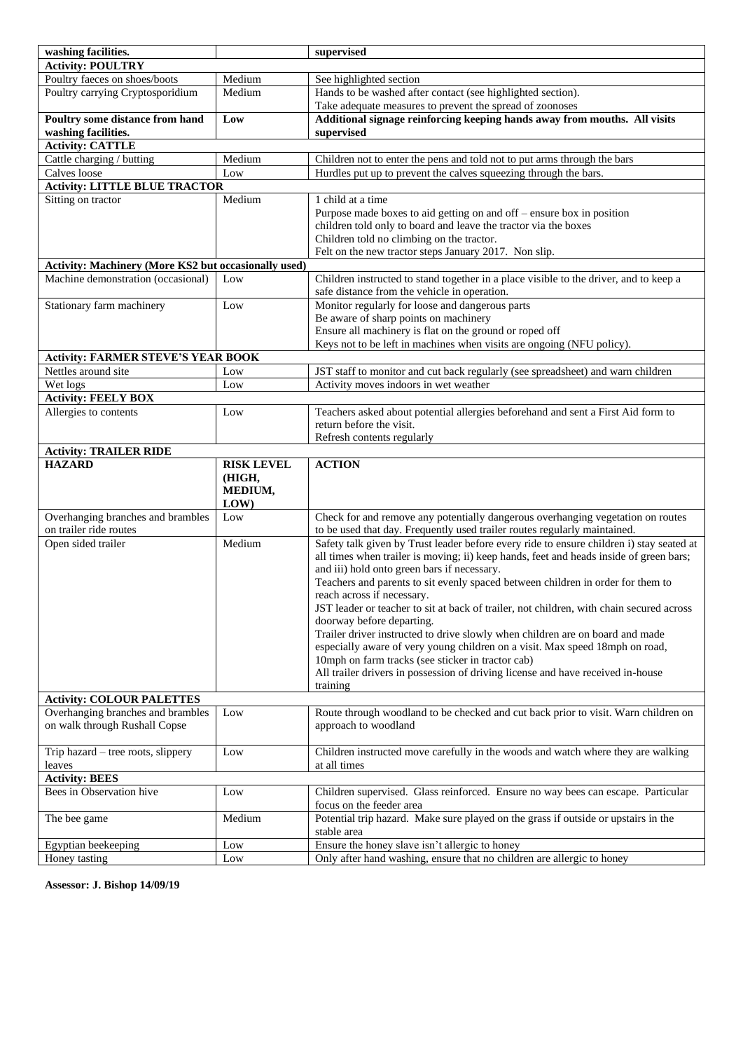| | | |
|---|---|---|
| **washing facilities.** | | **supervised** |
| **Activity: POULTRY** | | |
| Poultry faeces on shoes/boots | Medium | See highlighted section |
| Poultry carrying Cryptosporidium | Medium | Hands to be washed after contact (see highlighted section).<br>Take adequate measures to prevent the spread of zoonoses |
| **Poultry some distance from hand washing facilities.** | **Low** | **Additional signage reinforcing keeping hands away from mouths. All visits supervised** |
| **Activity: CATTLE** | | |
| Cattle charging / butting | Medium | Children not to enter the pens and told not to put arms through the bars |
| Calves loose | Low | Hurdles put up to prevent the calves squeezing through the bars. |
| **Activity: LITTLE BLUE TRACTOR** | | |
| Sitting on tractor | Medium | 1 child at a time<br>Purpose made boxes to aid getting on and off – ensure box in position<br>children told only to board and leave the tractor via the boxes<br>Children told no climbing on the tractor.<br>Felt on the new tractor steps January 2017. Non slip. |
| **Activity: Machinery (More KS2 but occasionally used)** | | |
| Machine demonstration (occasional) | Low | Children instructed to stand together in a place visible to the driver, and to keep a safe distance from the vehicle in operation. |
| Stationary farm machinery | Low | Monitor regularly for loose and dangerous parts<br>Be aware of sharp points on machinery<br>Ensure all machinery is flat on the ground or roped off<br>Keys not to be left in machines when visits are ongoing (NFU policy). |
| **Activity: FARMER STEVE'S YEAR BOOK** | | |
| Nettles around site | Low | JST staff to monitor and cut back regularly (see spreadsheet) and warn children |
| Wet logs | Low | Activity moves indoors in wet weather |
| **Activity: FEELY BOX** | | |
| Allergies to contents | Low | Teachers asked about potential allergies beforehand and sent a First Aid form to return before the visit.<br>Refresh contents regularly |
| **Activity: TRAILER RIDE** | | |
| **HAZARD** | **RISK LEVEL (HIGH, MEDIUM, LOW)** | **ACTION** |
| Overhanging branches and brambles on trailer ride routes | Low | Check for and remove any potentially dangerous overhanging vegetation on routes to be used that day. Frequently used trailer routes regularly maintained. |
| Open sided trailer | Medium | Safety talk given by Trust leader before every ride to ensure children i) stay seated at all times when trailer is moving; ii) keep hands, feet and heads inside of green bars; and iii) hold onto green bars if necessary.<br>Teachers and parents to sit evenly spaced between children in order for them to reach across if necessary.<br>JST leader or teacher to sit at back of trailer, not children, with chain secured across doorway before departing.<br>Trailer driver instructed to drive slowly when children are on board and made especially aware of very young children on a visit. Max speed 18mph on road, 10mph on farm tracks (see sticker in tractor cab)<br>All trailer drivers in possession of driving license and have received in-house training |
| **Activity: COLOUR PALETTES** | | |
| Overhanging branches and brambles on walk through Rushall Copse | Low | Route through woodland to be checked and cut back prior to visit. Warn children on approach to woodland |
| Trip hazard – tree roots, slippery leaves | Low | Children instructed move carefully in the woods and watch where they are walking at all times |
| **Activity: BEES** | | |
| Bees in Observation hive | Low | Children supervised. Glass reinforced. Ensure no way bees can escape. Particular focus on the feeder area |
| The bee game | Medium | Potential trip hazard. Make sure played on the grass if outside or upstairs in the stable area |
| Egyptian beekeeping | Low | Ensure the honey slave isn't allergic to honey |
| Honey tasting | Low | Only after hand washing, ensure that no children are allergic to honey |

**Assessor: J. Bishop 14/09/19**